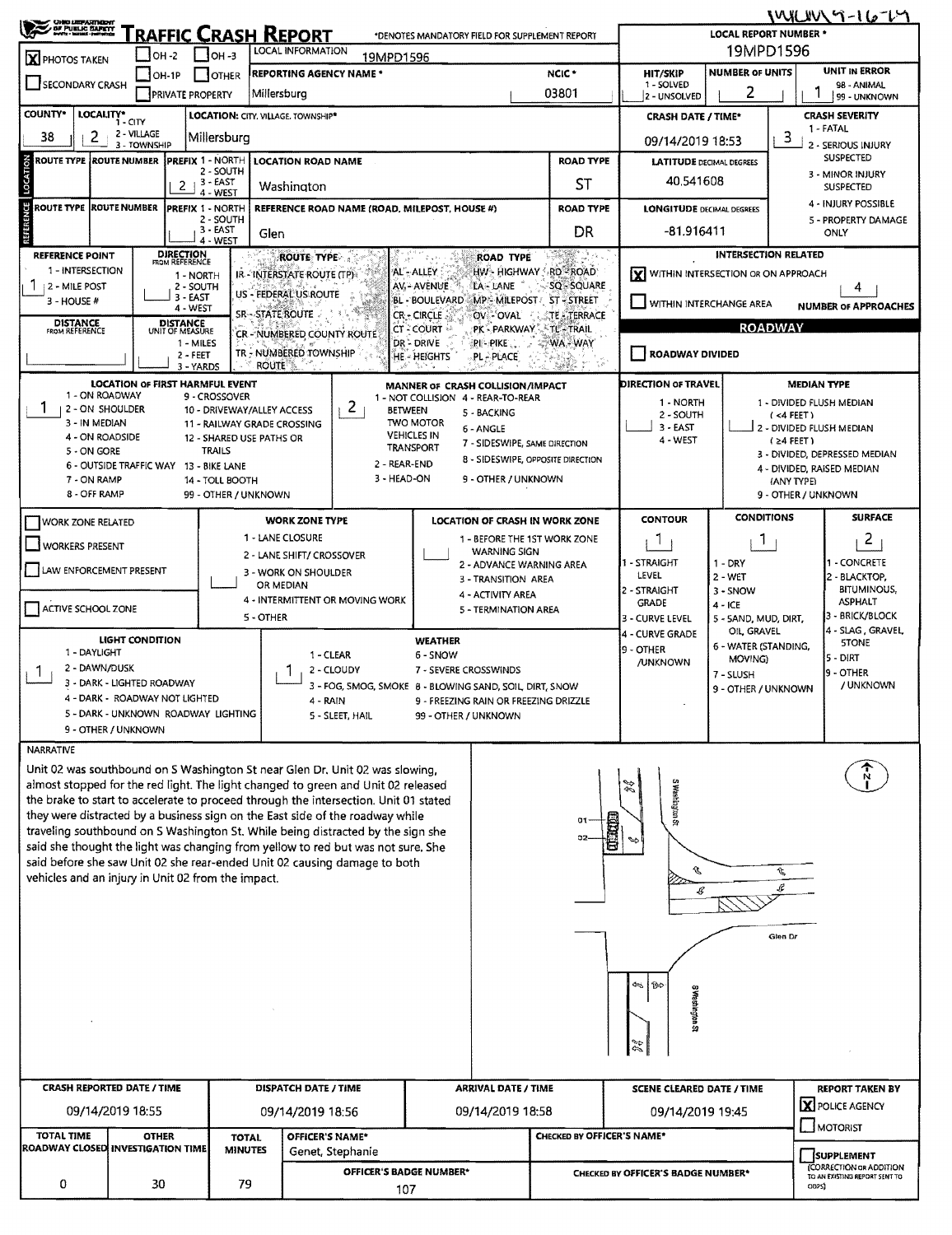# TRAFFIC CRASH REPORT

OHIO DEPARTMENT OF PUBLIC SAFETY

*DENOTES MANDATORY FIELD FOR SUPPLEMENT REPORT

MILLMV 9-16-19

| Field | Value |
|---|---|
| LOCAL REPORT NUMBER * | 19MPD1596 |
| LOCAL INFORMATION | 19MPD1596 |
| PHOTOS TAKEN | X |
| REPORTING AGENCY NAME * | Millersburg |
| NCIC * | 03801 |
| HIT/SKIP (1 - SOLVED, 2 - UNSOLVED) | |
| NUMBER OF UNITS | 2 |
| UNIT IN ERROR (98 - ANIMAL, 99 - UNKNOWN) | 1 |
| COUNTY* | 38 |
| LOCALITY* (1 - CITY, 2 - VILLAGE, 3 - TOWNSHIP) | 2 |
| LOCATION: CITY, VILLAGE, TOWNSHIP* | Millersburg |
| CRASH DATE / TIME* | 09/14/2019 18:53 |
| CRASH SEVERITY (1 - FATAL, 2 - SERIOUS INJURY SUSPECTED, 3 - MINOR INJURY SUSPECTED, 4 - INJURY POSSIBLE, 5 - PROPERTY DAMAGE ONLY) | 3 |

## LOCATION

| ROUTE TYPE | ROUTE NUMBER | PREFIX (1 - NORTH, 2 - SOUTH, 3 - EAST, 4 - WEST) | LOCATION ROAD NAME | ROAD TYPE | LATITUDE DECIMAL DEGREES |
|---|---|---|---|---|---|
| | | 2 | Washington | ST | 40.541608 |

## REFERENCE

| ROUTE TYPE | ROUTE NUMBER | PREFIX | REFERENCE ROAD NAME (ROAD, MILEPOST, HOUSE #) | ROAD TYPE | LONGITUDE DECIMAL DEGREES |
|---|---|---|---|---|---|
| | | | Glen | DR | -81.916411 |

| Field | Value |
|---|---|
| REFERENCE POINT (1 - INTERSECTION, 2 - MILE POST, 3 - HOUSE #) | 1 |
| DIRECTION FROM REFERENCE | |
| DISTANCE FROM REFERENCE | |
| DISTANCE UNIT OF MEASURE | |

ROUTE TYPE: IR - INTERSTATE ROUTE (TP); US - FEDERAL US ROUTE; SR - STATE ROUTE; CR - NUMBERED COUNTY ROUTE; TR - NUMBERED TOWNSHIP ROUTE

ROAD TYPE: AL - ALLEY; AV - AVENUE; BL - BOULEVARD; CR - CIRCLE; CT - COURT; DR - DRIVE; HE - HEIGHTS; HW - HIGHWAY; LA - LANE; MP - MILEPOST; OV - OVAL; PK - PARKWAY; PI - PIKE; PL - PLACE; RD - ROAD; SQ - SQUARE; ST - STREET; TE - TERRACE; TL - TRAIL; WA - WAY

## INTERSECTION RELATED

- [X] WITHIN INTERSECTION OR ON APPROACH
- [ ] WITHIN INTERCHANGE AREA

NUMBER OF APPROACHES: 4

## ROADWAY

- [ ] ROADWAY DIVIDED

| Field | Value |
|---|---|
| LOCATION OF FIRST HARMFUL EVENT | 1 |
| MANNER OF CRASH COLLISION/IMPACT | 2 |
| DIRECTION OF TRAVEL | |
| MEDIAN TYPE | |

LOCATION OF FIRST HARMFUL EVENT: 1 - ON ROADWAY; 2 - ON SHOULDER; 3 - IN MEDIAN; 4 - ON ROADSIDE; 5 - ON GORE; 6 - OUTSIDE TRAFFIC WAY; 7 - ON RAMP; 8 - OFF RAMP; 9 - CROSSOVER; 10 - DRIVEWAY/ALLEY ACCESS; 11 - RAILWAY GRADE CROSSING; 12 - SHARED USE PATHS OR TRAILS; 13 - BIKE LANE; 14 - TOLL BOOTH; 99 - OTHER / UNKNOWN

MANNER OF CRASH COLLISION/IMPACT: 1 - NOT COLLISION BETWEEN TWO MOTOR VEHICLES IN TRANSPORT; 2 - REAR-END; 3 - HEAD-ON; 4 - REAR-TO-REAR; 5 - BACKING; 6 - ANGLE; 7 - SIDESWIPE, SAME DIRECTION; 8 - SIDESWIPE, OPPOSITE DIRECTION; 9 - OTHER / UNKNOWN

DIRECTION OF TRAVEL: 1 - NORTH; 2 - SOUTH; 3 - EAST; 4 - WEST

MEDIAN TYPE: 1 - DIVIDED FLUSH MEDIAN (<4 FEET); 2 - DIVIDED FLUSH MEDIAN (≥4 FEET); 3 - DIVIDED, DEPRESSED MEDIAN; 4 - DIVIDED, RAISED MEDIAN (ANY TYPE); 9 - OTHER / UNKNOWN

## WORK ZONE

- [ ] WORK ZONE RELATED
- [ ] WORKERS PRESENT
- [ ] LAW ENFORCEMENT PRESENT
- [ ] ACTIVE SCHOOL ZONE

WORK ZONE TYPE: 1 - LANE CLOSURE; 2 - LANE SHIFT/ CROSSOVER; 3 - WORK ON SHOULDER OR MEDIAN; 4 - INTERMITTENT OR MOVING WORK; 5 - OTHER

LOCATION OF CRASH IN WORK ZONE: 1 - BEFORE THE 1ST WORK ZONE WARNING SIGN; 2 - ADVANCE WARNING AREA; 3 - TRANSITION AREA; 4 - ACTIVITY AREA; 5 - TERMINATION AREA

| CONTOUR | CONDITIONS | SURFACE | LIGHT CONDITION | WEATHER |
|---|---|---|---|---|
| 1 | 1 | 2 | 1 | 1 |

CONTOUR: 1 - STRAIGHT LEVEL; 2 - STRAIGHT GRADE; 3 - CURVE LEVEL; 4 - CURVE GRADE; 9 - OTHER /UNKNOWN

CONDITIONS: 1 - DRY; 2 - WET; 3 - SNOW; 4 - ICE; 5 - SAND, MUD, DIRT, OIL, GRAVEL; 6 - WATER (STANDING, MOVING); 7 - SLUSH; 9 - OTHER / UNKNOWN

SURFACE: 1 - CONCRETE; 2 - BLACKTOP, BITUMINOUS, ASPHALT; 3 - BRICK/BLOCK; 4 - SLAG, GRAVEL, STONE; 5 - DIRT; 9 - OTHER / UNKNOWN

LIGHT CONDITION: 1 - DAYLIGHT; 2 - DAWN/DUSK; 3 - DARK - LIGHTED ROADWAY; 4 - DARK - ROADWAY NOT LIGHTED; 5 - DARK - UNKNOWN ROADWAY LIGHTING; 9 - OTHER / UNKNOWN

WEATHER: 1 - CLEAR; 2 - CLOUDY; 3 - FOG, SMOG, SMOKE; 4 - RAIN; 5 - SLEET, HAIL; 6 - SNOW; 7 - SEVERE CROSSWINDS; 8 - BLOWING SAND, SOIL, DIRT, SNOW; 9 - FREEZING RAIN OR FREEZING DRIZZLE; 99 - OTHER / UNKNOWN

## NARRATIVE

Unit 02 was southbound on S Washington St near Glen Dr. Unit 02 was slowing, almost stopped for the red light. The light changed to green and Unit 02 released the brake to start to accelerate to proceed through the intersection. Unit 01 stated they were distracted by a business sign on the East side of the roadway while traveling southbound on S Washington St. While being distracted by the sign she said she thought the light was changing from yellow to red but was not sure. She said before she saw Unit 02 she rear-ended Unit 02 causing damage to both vehicles and an injury in Unit 02 from the impact.

(Diagram labels: S Washington St; Glen Dr; 01; 02; N)

| CRASH REPORTED DATE / TIME | DISPATCH DATE / TIME | ARRIVAL DATE / TIME | SCENE CLEARED DATE / TIME | REPORT TAKEN BY |
|---|---|---|---|---|
| 09/14/2019 18:55 | 09/14/2019 18:56 | 09/14/2019 18:58 | 09/14/2019 19:45 | [X] POLICE AGENCY [ ] MOTORIST |

| TOTAL TIME ROADWAY CLOSED | OTHER INVESTIGATION TIME | TOTAL MINUTES | OFFICER'S NAME* | OFFICER'S BADGE NUMBER* | CHECKED BY OFFICER'S NAME* | CHECKED BY OFFICER'S BADGE NUMBER* |
|---|---|---|---|---|---|---|
| 0 | 30 | 79 | Genet, Stephanie | 107 | | |

- [ ] SUPPLEMENT (CORRECTION OR ADDITION TO AN EXISTING REPORT SENT TO ODPS)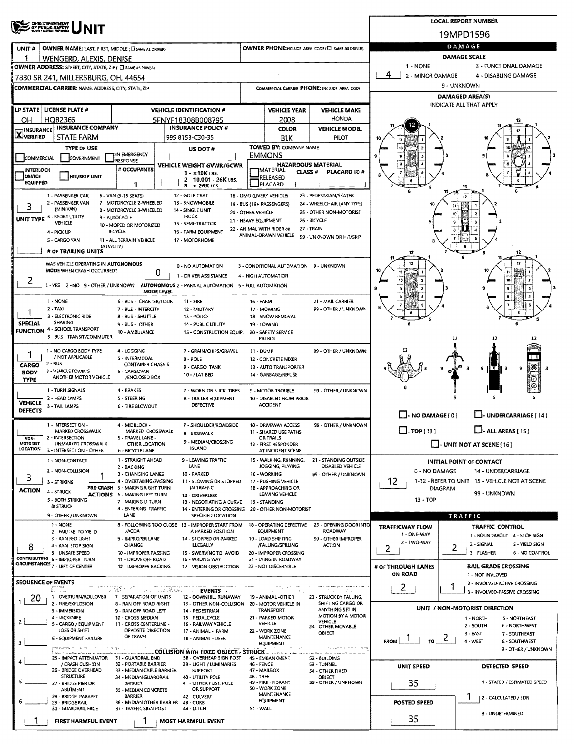# OHIO DEPARTMENT OF PUBLIC SAFETY — UNIT

**LOCAL REPORT NUMBER:** 19MPD1596

| UNIT # | OWNER NAME: LAST, FIRST, MIDDLE (☐ SAME AS DRIVER) | OWNER PHONE: INCLUDE AREA CODE (☐ SAME AS DRIVER) |
|---|---|---|
| 1 | WENGERD, ALEXIS, DENISE | |

**OWNER ADDRESS:** STREET, CITY, STATE, ZIP (☐ SAME AS DRIVER)
7830 SR 241, MILLERSBURG, OH, 44654

**COMMERCIAL CARRIER:** NAME, ADDRESS, CITY, STATE, ZIP — **COMMERCIAL CARRIER PHONE:** INCLUDE AREA CODE

| LP STATE | LICENSE PLATE # | VEHICLE IDENTIFICATION # | VEHICLE YEAR | VEHICLE MAKE |
|---|---|---|---|---|
| OH | HQB2366 | 5FNYF18308B008795 | 2008 | HONDA |

| INSURANCE | INSURANCE COMPANY | INSURANCE POLICY # | COLOR | VEHICLE MODEL |
|---|---|---|---|---|
| ☒ VERIFIED | STATE FARM | 995 8153-C30-35 | BLK | PILOT |

**TYPE OF USE:** ☐ COMMERCIAL ☐ GOVERNMENT ☐ IN EMERGENCY RESPONSE ☐ INTERLOCK DEVICE EQUIPPED ☐ HIT/SKIP UNIT

**US DOT #:**

**TOWED BY: COMPANY NAME:** EMMONS

**# OCCUPANTS:** 1

**VEHICLE WEIGHT GVWR/GCWR:** 1 - ≤10K LBS. 2 - 10.001 - 26K LBS. 3 - > 26K LBS.

**HAZARDOUS MATERIAL:** ☐ MATERIAL CLASS # ☐ RELEASED ☐ PLACARD — PLACARD ID #

**UNIT TYPE:** 3
1 - PASSENGER CAR; 2 - PASSENGER VAN (MINIVAN); 3 - SPORT UTILITY VEHICLE; 4 - PICK UP; 5 - CARGO VAN; 6 - VAN (9-15 SEATS); 7 - MOTORCYCLE 2-WHEELED; 8 - MOTORCYCLE 3-WHEELED; 9 - AUTOCYCLE; 10 - MOPED OR MOTORIZED BICYCLE; 11 - ALL TERRAIN VEHICLE (ATV/UTV); 12 - GOLF CART; 13 - SNOWMOBILE; 14 - SINGLE UNIT TRUCK; 15 - SEMI-TRACTOR; 16 - FARM EQUIPMENT; 17 - MOTORHOME; 18 - LIMO (LIVERY VEHICLE); 19 - BUS (16+ PASSENGERS); 20 - OTHER VEHICLE; 21 - HEAVY EQUIPMENT; 22 - ANIMAL WITH RIDER OR ANIMAL-DRAWN VEHICLE; 23 - PEDESTRIAN/SKATER; 24 - WHEELCHAIR (ANY TYPE); 25 - OTHER NON-MOTORIST; 26 - BICYCLE; 27 - TRAIN; 99 - UNKNOWN OR HIT/SKIP

**# OF TRAILING UNITS:**

**WAS VEHICLE OPERATING IN AUTONOMOUS MODE WHEN CRASH OCCURRED?** 2 (1 - YES 2 - NO 9 - OTHER / UNKNOWN)

**AUTONOMOUS MODE LEVEL:** 0
0 - NO AUTOMATION; 1 - DRIVER ASSISTANCE; 2 - PARTIAL AUTOMATION; 3 - CONDITIONAL AUTOMATION; 4 - HIGH AUTOMATION; 5 - FULL AUTOMATION; 9 - UNKNOWN

**SPECIAL FUNCTION:** 1
1 - NONE; 2 - TAXI; 3 - ELECTRONIC RIDE SHARING; 4 - SCHOOL TRANSPORT; 5 - BUS - TRANSIT/COMMUTER; 6 - BUS - CHARTER/TOUR; 7 - BUS - INTERCITY; 8 - BUS - SHUTTLE; 9 - BUS - OTHER; 10 - AMBULANCE; 11 - FIRE; 12 - MILITARY; 13 - POLICE; 14 - PUBLIC UTILITY; 15 - CONSTRUCTION EQUIP.; 16 - FARM; 17 - MOWING; 18 - SNOW REMOVAL; 19 - TOWING; 20 - SAFETY SERVICE PATROL; 21 - MAIL CARRIER; 99 - OTHER / UNKNOWN

**CARGO BODY TYPE:** 1
1 - NO CARGO BODY TYPE / NOT APPLICABLE; 2 - BUS; 3 - VEHICLE TOWING ANOTHER MOTOR VEHICLE; 4 - LOGGING; 5 - INTERMODAL CONTAINER CHASSIS; 6 - CARGOVAN /ENCLOSED BOX; 7 - GRAIN/CHIPS/GRAVEL; 8 - POLE; 9 - CARGO TANK; 10 - FLAT BED; 11 - DUMP; 12 - CONCRETE MIXER; 13 - AUTO TRANSPORTER; 14 - GARBAGE/REFUSE; 99 - OTHER / UNKNOWN

**VEHICLE DEFECTS:**
1 - TURN SIGNALS; 2 - HEAD LAMPS; 3 - TAIL LAMPS; 4 - BRAKES; 5 - STEERING; 6 - TIRE BLOWOUT; 7 - WORN OR SLICK TIRES; 8 - TRAILER EQUIPMENT DEFECTIVE; 9 - MOTOR TROUBLE; 10 - DISABLED FROM PRIOR ACCIDENT; 99 - OTHER / UNKNOWN

**NON-MOTORIST LOCATION:**
1 - INTERSECTION - MARKED CROSSWALK; 2 - INTERSECTION - UNMARKED CROSSWALK; 3 - INTERSECTION - OTHER; 4 - MIDBLOCK - MARKED CROSSWALK; 5 - TRAVEL LANE - OTHER LOCATION; 6 - BICYCLE LANE; 7 - SHOULDER/ROADSIDE; 8 - SIDEWALK; 9 - MEDIAN/CROSSING ISLAND; 10 - DRIVEWAY ACCESS; 11 - SHARED USE PATHS OR TRAILS; 12 - FIRST RESPONDER AT INCIDENT SCENE; 99 - OTHER / UNKNOWN

**ACTION:** 3
1 - NON-CONTACT; 2 - NON-COLLISION; 3 - STRIKING; 4 - STRUCK; 5 - BOTH STRIKING & STRUCK; 9 - OTHER / UNKNOWN

**PRE-CRASH ACTIONS:** 1
1 - STRAIGHT AHEAD; 2 - BACKING; 3 - CHANGING LANES; 4 - OVERTAKING/PASSING; 5 - MAKING RIGHT TURN; 6 - MAKING LEFT TURN; 7 - MAKING U-TURN; 8 - ENTERING TRAFFIC LANE; 9 - LEAVING TRAFFIC LANE; 10 - PARKED; 11 - SLOWING OR STOPPED IN TRAFFIC; 12 - DRIVERLESS; 13 - NEGOTIATING A CURVE; 14 - ENTERING OR CROSSING SPECIFIED LOCATION; 15 - WALKING, RUNNING, JOGGING, PLAYING; 16 - WORKING; 17 - PUSHING VEHICLE; 18 - APPROACHING OR LEAVING VEHICLE; 19 - STANDING; 20 - OTHER NON-MOTORIST; 21 - STANDING OUTSIDE DISABLED VEHICLE; 99 - OTHER / UNKNOWN

**CONTRIBUTING CIRCUMSTANCES:** 8
1 - NONE; 2 - FAILURE TO YIELD; 3 - RAN RED LIGHT; 4 - RAN STOP SIGN; 5 - UNSAFE SPEED; 6 - IMPROPER TURN; 7 - LEFT OF CENTER; 8 - FOLLOWING TOO CLOSE /ACDA; 9 - IMPROPER LANE CHANGE; 10 - IMPROPER PASSING; 11 - DROVE OFF ROAD; 12 - IMPROPER BACKING; 13 - IMPROPER START FROM A PARKED POSITION; 14 - STOPPED OR PARKED ILLEGALLY; 15 - SWERVING TO AVOID; 16 - WRONG WAY; 17 - VISION OBSTRUCTION; 18 - OPERATING DEFECTIVE EQUIPMENT; 19 - LOAD SHIFTING /FALLING/SPILLING; 20 - IMPROPER CROSSING; 21 - LYING IN ROADWAY; 22 - NOT DISCERNIBLE; 23 - OPENING DOOR INTO ROADWAY; 99 - OTHER IMPROPER ACTION

**SEQUENCE OF EVENTS:**

1. 20
2.
3.
4.
5.
6.

EVENTS: 1 - OVERTURN/ROLLOVER; 2 - FIRE/EXPLOSION; 3 - IMMERSION; 4 - JACKKNIFE; 5 - CARGO / EQUIPMENT LOSS OR SHIFT; 6 - EQUIPMENT FAILURE; 7 - SEPARATION OF UNITS; 8 - RAN OFF ROAD RIGHT; 9 - RAN OFF ROAD LEFT; 10 - CROSS MEDIAN; 11 - CROSS CENTERLINE - OPPOSITE DIRECTION OF TRAVEL; 12 - DOWNHILL RUNAWAY; 13 - OTHER NON-COLLISION; 14 - PEDESTRIAN; 15 - PEDALCYCLE; 16 - RAILWAY VEHICLE; 17 - ANIMAL - FARM; 18 - ANIMAL - DEER; 19 - ANIMAL -OTHER; 20 - MOTOR VEHICLE IN TRANSPORT; 21 - PARKED MOTOR VEHICLE; 22 - WORK ZONE MAINTENANCE EQUIPMENT; 23 - STRUCK BY FALLING, SHIFTING CARGO OR ANYTHING SET IN MOTION BY A MOTOR VEHICLE; 24 - OTHER MOVABLE OBJECT

COLLISION WITH FIXED OBJECT - STRUCK: 25 - IMPACT ATTENUATOR / CRASH CUSHION; 26 - BRIDGE OVERHEAD STRUCTURE; 27 - BRIDGE PIER OR ABUTMENT; 28 - BRIDGE PARAPET; 29 - BRIDGE RAIL; 30 - GUARDRAIL FACE; 31 - GUARDRAIL END; 32 - PORTABLE BARRIER; 33 - MEDIAN CABLE BARRIER; 34 - MEDIAN GUARDRAIL BARRIER; 35 - MEDIAN CONCRETE BARRIER; 36 - MEDIAN OTHER BARRIER; 37 - TRAFFIC SIGN POST; 38 - OVERHEAD SIGN POST; 39 - LIGHT / LUMINARIES SUPPORT; 40 - UTILITY POLE; 41 - OTHER POST, POLE OR SUPPORT; 42 - CULVERT; 43 - CURB; 44 - DITCH; 45 - EMBANKMENT; 46 - FENCE; 47 - MAILBOX; 48 - TREE; 49 - FIRE HYDRANT; 50 - WORK ZONE MAINTENANCE EQUIPMENT; 51 - WALL; 52 - BUILDING; 53 - TUNNEL; 54 - OTHER FIXED OBJECT; 99 - OTHER / UNKNOWN

**FIRST HARMFUL EVENT:** 1 **MOST HARMFUL EVENT:** 1

## DAMAGE

**DAMAGE SCALE:** 4
1 - NONE; 2 - MINOR DAMAGE; 3 - FUNCTIONAL DAMAGE; 4 - DISABLING DAMAGE; 9 - UNKNOWN

**DAMAGED AREA(S)** — INDICATE ALL THAT APPLY: 12

☐ - NO DAMAGE [ 0 ] ☐ - UNDERCARRIAGE [ 14 ] ☐ - TOP [ 13 ] ☐ - ALL AREAS [ 15 ] ☐ - UNIT NOT AT SCENE [ 16 ]

**INITIAL POINT OF CONTACT:** 12
0 - NO DAMAGE; 1-12 - REFER TO UNIT DIAGRAM; 13 - TOP; 14 - UNDERCARRIAGE; 15 - VEHICLE NOT AT SCENE; 99 - UNKNOWN

## TRAFFIC

**TRAFFICWAY FLOW:** 2 (1 - ONE-WAY 2 - TWO-WAY)

**TRAFFIC CONTROL:** 2
1 - ROUNDABOUT; 2 - SIGNAL; 3 - FLASHER; 4 - STOP SIGN; 5 - YIELD SIGN; 6 - NO CONTROL

**# OF THROUGH LANES ON ROAD:** 2

**RAIL GRADE CROSSING:** 1
1 - NOT INVOLVED; 2 - INVOLVED-ACTIVE CROSSING; 3 - INVOLVED-PASSIVE CROSSING

**UNIT / NON-MOTORIST DIRECTION:** FROM 1 TO 2
1 - NORTH; 2 - SOUTH; 3 - EAST; 4 - WEST; 5 - NORTHEAST; 6 - NORTHWEST; 7 - SOUTHEAST; 8 - SOUTHWEST; 9 - OTHER / UNKNOWN

**UNIT SPEED:** 35

**DETECTED SPEED:** 1
1 - STATED / ESTIMATED SPEED; 2 - CALCULATED / EDR; 3 - UNDETERMINED

**POSTED SPEED:** 35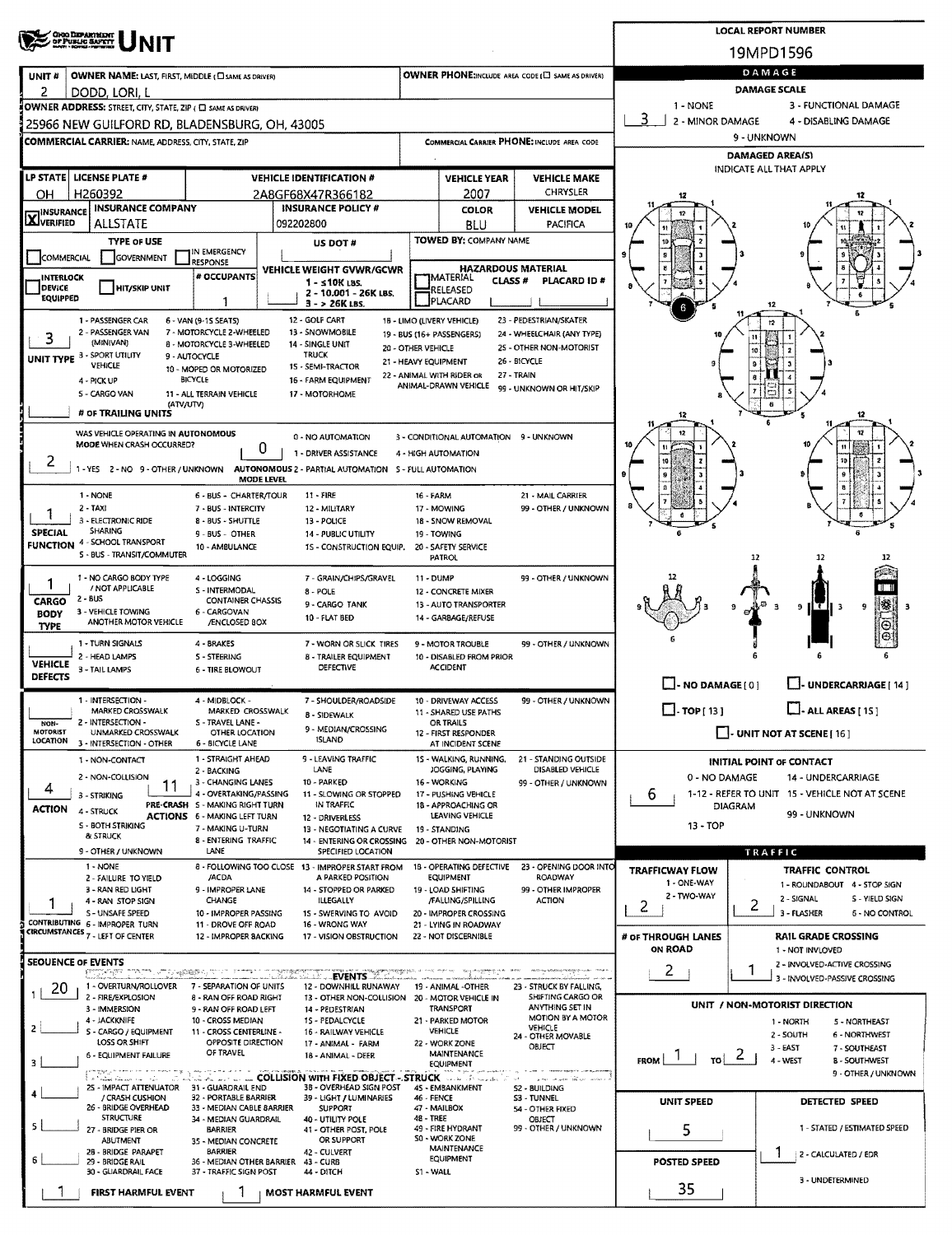# Ohio Department of Public Safety UNIT

**LOCAL REPORT NUMBER:** 19MPD1596

| Field | Value |
|---|---|
| UNIT # | 2 |
| OWNER NAME: LAST, FIRST, MIDDLE | DODD, LORI, L |
| OWNER PHONE | |
| OWNER ADDRESS: STREET, CITY, STATE, ZIP | 25966 NEW GUILFORD RD, BLADENSBURG, OH, 43005 |
| COMMERCIAL CARRIER: NAME, ADDRESS, CITY, STATE, ZIP | |
| COMMERCIAL CARRIER PHONE | |

## DAMAGE

DAMAGE SCALE: 1 - NONE; 2 - MINOR DAMAGE; 3 - FUNCTIONAL DAMAGE; 4 - DISABLING DAMAGE; 9 - UNKNOWN

Damage: **3**

DAMAGED AREA(S) — INDICATE ALL THAT APPLY: 6

- NO DAMAGE [0]
- UNDERCARRIAGE [14]
- TOP [13]
- ALL AREAS [15]
- UNIT NOT AT SCENE [16]

| LP STATE | LICENSE PLATE # | VEHICLE IDENTIFICATION # | VEHICLE YEAR | VEHICLE MAKE |
|---|---|---|---|---|
| OH | H260392 | 2A8GF68X47R366182 | 2007 | CHRYSLER |

| INSURANCE VERIFIED | INSURANCE COMPANY | INSURANCE POLICY # | COLOR | VEHICLE MODEL |
|---|---|---|---|---|
| X | ALLSTATE | 092202800 | BLU | PACIFICA |

TYPE OF USE: COMMERCIAL / GOVERNMENT / IN EMERGENCY RESPONSE

US DOT #:

TOWED BY: COMPANY NAME:

INTERLOCK DEVICE EQUIPPED / HIT/SKIP UNIT

# OCCUPANTS: 1

VEHICLE WEIGHT GVWR/GCWR: 1 - ≤10K LBS.; 2 - 10.001 - 26K LBS.; 3 - > 26K LBS.

HAZARDOUS MATERIAL: MATERIAL RELEASED / PLACARD; CLASS #; PLACARD ID #

**UNIT TYPE: 3**

1 - PASSENGER CAR; 2 - PASSENGER VAN (MINIVAN); 3 - SPORT UTILITY VEHICLE; 4 - PICK UP; 5 - CARGO VAN; 6 - VAN (9-15 SEATS); 7 - MOTORCYCLE 2-WHEELED; 8 - MOTORCYCLE 3-WHEELED; 9 - AUTOCYCLE; 10 - MOPED OR MOTORIZED BICYCLE; 11 - ALL TERRAIN VEHICLE (ATV/UTV); 12 - GOLF CART; 13 - SNOWMOBILE; 14 - SINGLE UNIT TRUCK; 15 - SEMI-TRACTOR; 16 - FARM EQUIPMENT; 17 - MOTORHOME; 18 - LIMO (LIVERY VEHICLE); 19 - BUS (16+ PASSENGERS); 20 - OTHER VEHICLE; 21 - HEAVY EQUIPMENT; 22 - ANIMAL WITH RIDER OR ANIMAL-DRAWN VEHICLE; 23 - PEDESTRIAN/SKATER; 24 - WHEELCHAIR (ANY TYPE); 25 - OTHER NON-MOTORIST; 26 - BICYCLE; 27 - TRAIN; 99 - UNKNOWN OR HIT/SKIP

# OF TRAILING UNITS:

**WAS VEHICLE OPERATING IN AUTONOMOUS MODE WHEN CRASH OCCURRED? 2**

1 - YES; 2 - NO; 9 - OTHER / UNKNOWN

**AUTONOMOUS MODE LEVEL: 0**

0 - NO AUTOMATION; 1 - DRIVER ASSISTANCE; 2 - PARTIAL AUTOMATION; 3 - CONDITIONAL AUTOMATION; 4 - HIGH AUTOMATION; 5 - FULL AUTOMATION; 9 - UNKNOWN

**SPECIAL FUNCTION: 1**

1 - NONE; 2 - TAXI; 3 - ELECTRONIC RIDE SHARING; 4 - SCHOOL TRANSPORT; 5 - BUS - TRANSIT/COMMUTER; 6 - BUS - CHARTER/TOUR; 7 - BUS - INTERCITY; 8 - BUS - SHUTTLE; 9 - BUS - OTHER; 10 - AMBULANCE; 11 - FIRE; 12 - MILITARY; 13 - POLICE; 14 - PUBLIC UTILITY; 15 - CONSTRUCTION EQUIP.; 16 - FARM; 17 - MOWING; 18 - SNOW REMOVAL; 19 - TOWING; 20 - SAFETY SERVICE PATROL; 21 - MAIL CARRIER; 99 - OTHER / UNKNOWN

**CARGO BODY TYPE: 1**

1 - NO CARGO BODY TYPE / NOT APPLICABLE; 2 - BUS; 3 - VEHICLE TOWING ANOTHER MOTOR VEHICLE; 4 - LOGGING; 5 - INTERMODAL CONTAINER CHASSIS; 6 - CARGOVAN /ENCLOSED BOX; 7 - GRAIN/CHIPS/GRAVEL; 8 - POLE; 9 - CARGO TANK; 10 - FLAT BED; 11 - DUMP; 12 - CONCRETE MIXER; 13 - AUTO TRANSPORTER; 14 - GARBAGE/REFUSE; 99 - OTHER / UNKNOWN

**VEHICLE DEFECTS:**

1 - TURN SIGNALS; 2 - HEAD LAMPS; 3 - TAIL LAMPS; 4 - BRAKES; 5 - STEERING; 6 - TIRE BLOWOUT; 7 - WORN OR SLICK TIRES; 8 - TRAILER EQUIPMENT DEFECTIVE; 9 - MOTOR TROUBLE; 10 - DISABLED FROM PRIOR ACCIDENT; 99 - OTHER / UNKNOWN

**NON-MOTORIST LOCATION:**

1 - INTERSECTION - MARKED CROSSWALK; 2 - INTERSECTION - UNMARKED CROSSWALK; 3 - INTERSECTION - OTHER; 4 - MIDBLOCK - MARKED CROSSWALK; 5 - TRAVEL LANE - OTHER LOCATION; 6 - BICYCLE LANE; 7 - SHOULDER/ROADSIDE; 8 - SIDEWALK; 9 - MEDIAN/CROSSING ISLAND; 10 - DRIVEWAY ACCESS; 11 - SHARED USE PATHS OR TRAILS; 12 - FIRST RESPONDER AT INCIDENT SCENE; 99 - OTHER / UNKNOWN

**ACTION: 4**

1 - NON-CONTACT; 2 - NON-COLLISION; 3 - STRIKING; 4 - STRUCK; 5 - BOTH STRIKING & STRUCK; 9 - OTHER / UNKNOWN

**PRE-CRASH ACTIONS: 11**

1 - STRAIGHT AHEAD; 2 - BACKING; 3 - CHANGING LANES; 4 - OVERTAKING/PASSING; 5 - MAKING RIGHT TURN; 6 - MAKING LEFT TURN; 7 - MAKING U-TURN; 8 - ENTERING TRAFFIC LANE; 9 - LEAVING TRAFFIC LANE; 10 - PARKED; 11 - SLOWING OR STOPPED IN TRAFFIC; 12 - DRIVERLESS; 13 - NEGOTIATING A CURVE; 14 - ENTERING OR CROSSING SPECIFIED LOCATION; 15 - WALKING, RUNNING, JOGGING, PLAYING; 16 - WORKING; 17 - PUSHING VEHICLE; 18 - APPROACHING OR LEAVING VEHICLE; 19 - STANDING; 20 - OTHER NON-MOTORIST; 21 - STANDING OUTSIDE DISABLED VEHICLE; 99 - OTHER / UNKNOWN

**CONTRIBUTING CIRCUMSTANCES: 1**

1 - NONE; 2 - FAILURE TO YIELD; 3 - RAN RED LIGHT; 4 - RAN STOP SIGN; 5 - UNSAFE SPEED; 6 - IMPROPER TURN; 7 - LEFT OF CENTER; 8 - FOLLOWING TOO CLOSE /ACDA; 9 - IMPROPER LANE CHANGE; 10 - IMPROPER PASSING; 11 - DROVE OFF ROAD; 12 - IMPROPER BACKING; 13 - IMPROPER START FROM A PARKED POSITION; 14 - STOPPED OR PARKED ILLEGALLY; 15 - SWERVING TO AVOID; 16 - WRONG WAY; 17 - VISION OBSTRUCTION; 18 - OPERATING DEFECTIVE EQUIPMENT; 19 - LOAD SHIFTING /FALLING/SPILLING; 20 - IMPROPER CROSSING; 21 - LYING IN ROADWAY; 22 - NOT DISCERNIBLE; 23 - OPENING DOOR INTO ROADWAY; 99 - OTHER IMPROPER ACTION

**INITIAL POINT OF CONTACT: 6**

0 - NO DAMAGE; 1-12 - REFER TO UNIT DIAGRAM; 13 - TOP; 14 - UNDERCARRIAGE; 15 - VEHICLE NOT AT SCENE; 99 - UNKNOWN

## TRAFFIC

**TRAFFICWAY FLOW: 2** (1 - ONE-WAY; 2 - TWO-WAY)

**TRAFFIC CONTROL: 2** (1 - ROUNDABOUT; 2 - SIGNAL; 3 - FLASHER; 4 - STOP SIGN; 5 - YIELD SIGN; 6 - NO CONTROL)

**# OF THROUGH LANES ON ROAD: 2**

**RAIL GRADE CROSSING: 1** (1 - NOT INVOLVED; 2 - INVOLVED-ACTIVE CROSSING; 3 - INVOLVED-PASSIVE CROSSING)

## SEQUENCE OF EVENTS

1: 20
2:
3:
4:
5:
6:

**EVENTS:** 1 - OVERTURN/ROLLOVER; 2 - FIRE/EXPLOSION; 3 - IMMERSION; 4 - JACKKNIFE; 5 - CARGO / EQUIPMENT LOSS OR SHIFT; 6 - EQUIPMENT FAILURE; 7 - SEPARATION OF UNITS; 8 - RAN OFF ROAD RIGHT; 9 - RAN OFF ROAD LEFT; 10 - CROSS MEDIAN; 11 - CROSS CENTERLINE - OPPOSITE DIRECTION OF TRAVEL; 12 - DOWNHILL RUNAWAY; 13 - OTHER NON-COLLISION; 14 - PEDESTRIAN; 15 - PEDALCYCLE; 16 - RAILWAY VEHICLE; 17 - ANIMAL - FARM; 18 - ANIMAL - DEER; 19 - ANIMAL -OTHER; 20 - MOTOR VEHICLE IN TRANSPORT; 21 - PARKED MOTOR VEHICLE; 22 - WORK ZONE MAINTENANCE EQUIPMENT; 23 - STRUCK BY FALLING, SHIFTING CARGO OR ANYTHING SET IN MOTION BY A MOTOR VEHICLE; 24 - OTHER MOVABLE OBJECT

**COLLISION WITH FIXED OBJECT - STRUCK:** 25 - IMPACT ATTENUATOR / CRASH CUSHION; 26 - BRIDGE OVERHEAD STRUCTURE; 27 - BRIDGE PIER OR ABUTMENT; 28 - BRIDGE PARAPET; 29 - BRIDGE RAIL; 30 - GUARDRAIL FACE; 31 - GUARDRAIL END; 32 - PORTABLE BARRIER; 33 - MEDIAN CABLE BARRIER; 34 - MEDIAN GUARDRAIL BARRIER; 35 - MEDIAN CONCRETE BARRIER; 36 - MEDIAN OTHER BARRIER; 37 - TRAFFIC SIGN POST; 38 - OVERHEAD SIGN POST; 39 - LIGHT / LUMINARIES SUPPORT; 40 - UTILITY POLE; 41 - OTHER POST, POLE OR SUPPORT; 42 - CULVERT; 43 - CURB; 44 - DITCH; 45 - EMBANKMENT; 46 - FENCE; 47 - MAILBOX; 48 - TREE; 49 - FIRE HYDRANT; 50 - WORK ZONE MAINTENANCE EQUIPMENT; 51 - WALL; 52 - BUILDING; 53 - TUNNEL; 54 - OTHER FIXED OBJECT; 99 - OTHER / UNKNOWN

**FIRST HARMFUL EVENT: 1**

**MOST HARMFUL EVENT: 1**

## UNIT / NON-MOTORIST DIRECTION

FROM: 1 TO: 2

1 - NORTH; 2 - SOUTH; 3 - EAST; 4 - WEST; 5 - NORTHEAST; 6 - NORTHWEST; 7 - SOUTHEAST; 8 - SOUTHWEST; 9 - OTHER / UNKNOWN

**UNIT SPEED:** 5

**POSTED SPEED:** 35

**DETECTED SPEED: 1** (1 - STATED / ESTIMATED SPEED; 2 - CALCULATED / EDR; 3 - UNDETERMINED)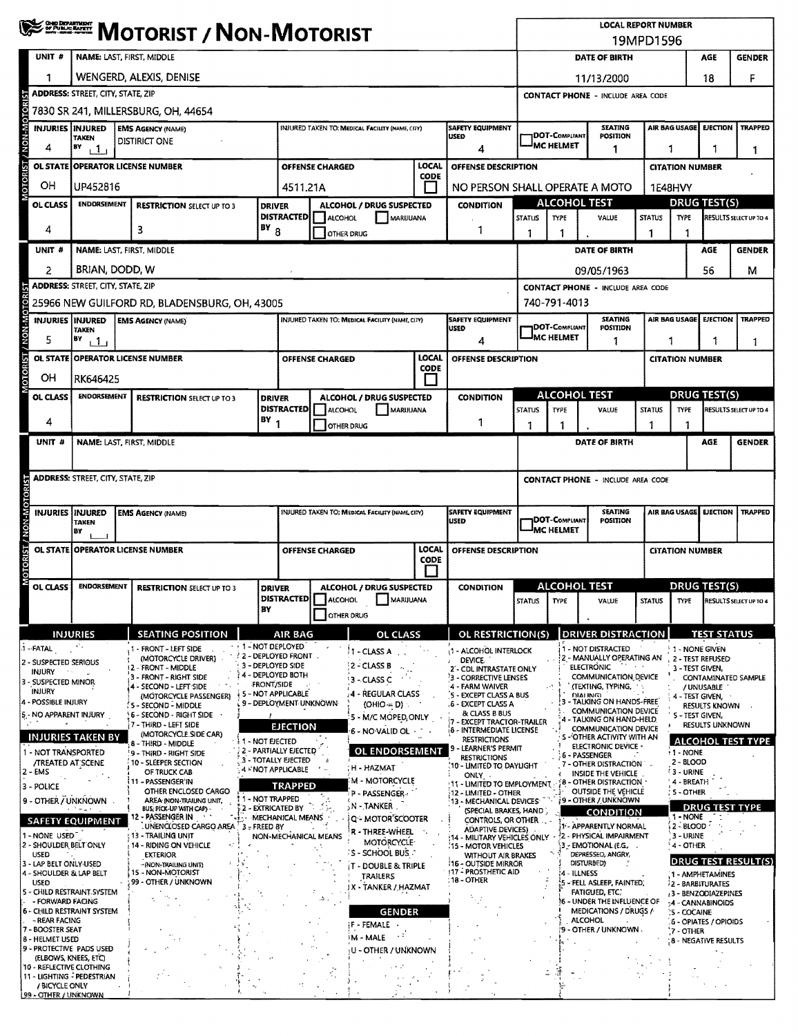# MOTORIST / NON-MOTORIST

**LOCAL REPORT NUMBER:** 19MPD1596

## MOTORIST / NON-MOTORIST — Unit 1

| UNIT # | NAME: LAST, FIRST, MIDDLE | DATE OF BIRTH | AGE | GENDER |
|---|---|---|---|---|
| 1 | WENGERD, ALEXIS, DENISE | 11/13/2000 | 18 | F |

| ADDRESS: STREET, CITY, STATE, ZIP | CONTACT PHONE - INCLUDE AREA CODE |
|---|---|
| 7830 SR 241, MILLERSBURG, OH, 44654 | |

| INJURIES | INJURED TAKEN BY | EMS AGENCY (NAME) | INJURED TAKEN TO: MEDICAL FACILITY (NAME, CITY) | SAFETY EQUIPMENT USED | DOT-COMPLIANT MC HELMET | SEATING POSITION | AIR BAG USAGE | EJECTION | TRAPPED |
|---|---|---|---|---|---|---|---|---|---|
| 4 | 1 | DISTRICT ONE | | 4 | | 1 | 1 | 1 | 1 |

| OL STATE | OPERATOR LICENSE NUMBER | OFFENSE CHARGED | LOCAL CODE | OFFENSE DESCRIPTION | CITATION NUMBER |
|---|---|---|---|---|---|
| OH | UP452816 | 4511.21A | | NO PERSON SHALL OPERATE A MOTO | 1E48HVY |

| OL CLASS | ENDORSEMENT | RESTRICTION SELECT UP TO 3 | DRIVER DISTRACTED BY | ALCOHOL / DRUG SUSPECTED | CONDITION | ALCOHOL TEST STATUS | ALCOHOL TEST TYPE | ALCOHOL TEST VALUE | DRUG TEST STATUS | DRUG TEST TYPE | RESULTS SELECT UP TO 4 |
|---|---|---|---|---|---|---|---|---|---|---|---|
| 4 | | 3 | 8 | | 1 | 1 | 1 | . | 1 | 1 | |

## MOTORIST / NON-MOTORIST — Unit 2

| UNIT # | NAME: LAST, FIRST, MIDDLE | DATE OF BIRTH | AGE | GENDER |
|---|---|---|---|---|
| 2 | BRIAN, DODD, W | 09/05/1963 | 56 | M |

| ADDRESS: STREET, CITY, STATE, ZIP | CONTACT PHONE - INCLUDE AREA CODE |
|---|---|
| 25966 NEW GUILFORD RD, BLADENSBURG, OH, 43005 | 740-791-4013 |

| INJURIES | INJURED TAKEN BY | EMS AGENCY (NAME) | INJURED TAKEN TO: MEDICAL FACILITY (NAME, CITY) | SAFETY EQUIPMENT USED | DOT-COMPLIANT MC HELMET | SEATING POSITION | AIR BAG USAGE | EJECTION | TRAPPED |
|---|---|---|---|---|---|---|---|---|---|
| 5 | 1 | | | 4 | | 1 | 1 | 1 | 1 |

| OL STATE | OPERATOR LICENSE NUMBER | OFFENSE CHARGED | LOCAL CODE | OFFENSE DESCRIPTION | CITATION NUMBER |
|---|---|---|---|---|---|
| OH | RK646425 | | | | |

| OL CLASS | ENDORSEMENT | RESTRICTION SELECT UP TO 3 | DRIVER DISTRACTED BY | ALCOHOL / DRUG SUSPECTED | CONDITION | ALCOHOL TEST STATUS | ALCOHOL TEST TYPE | ALCOHOL TEST VALUE | DRUG TEST STATUS | DRUG TEST TYPE | RESULTS SELECT UP TO 4 |
|---|---|---|---|---|---|---|---|---|---|---|---|
| 4 | | | 1 | | 1 | 1 | 1 | . | 1 | 1 | |

## MOTORIST / NON-MOTORIST — Unit (blank)

| UNIT # | NAME: LAST, FIRST, MIDDLE | DATE OF BIRTH | AGE | GENDER |
|---|---|---|---|---|
| | | | | |

| ADDRESS: STREET, CITY, STATE, ZIP | CONTACT PHONE - INCLUDE AREA CODE |
|---|---|
| | |

| INJURIES | INJURED TAKEN BY | EMS AGENCY (NAME) | INJURED TAKEN TO: MEDICAL FACILITY (NAME, CITY) | SAFETY EQUIPMENT USED | DOT-COMPLIANT MC HELMET | SEATING POSITION | AIR BAG USAGE | EJECTION | TRAPPED |
|---|---|---|---|---|---|---|---|---|---|
| | | | | | | | | | |

| OL STATE | OPERATOR LICENSE NUMBER | OFFENSE CHARGED | LOCAL CODE | OFFENSE DESCRIPTION | CITATION NUMBER |
|---|---|---|---|---|---|
| | | | | | |

| OL CLASS | ENDORSEMENT | RESTRICTION SELECT UP TO 3 | DRIVER DISTRACTED BY | ALCOHOL / DRUG SUSPECTED | CONDITION | ALCOHOL TEST STATUS | ALCOHOL TEST TYPE | ALCOHOL TEST VALUE | DRUG TEST STATUS | DRUG TEST TYPE | RESULTS SELECT UP TO 4 |
|---|---|---|---|---|---|---|---|---|---|---|---|
| | | | | | | | | . | | | |

## Codes

**INJURIES**
1 - FATAL
2 - SUSPECTED SERIOUS INJURY
3 - SUSPECTED MINOR INJURY
4 - POSSIBLE INJURY
5 - NO APPARENT INJURY

**INJURIES TAKEN BY**
1 - NOT TRANSPORTED /TREATED AT SCENE
2 - EMS
3 - POLICE
9 - OTHER / UNKNOWN

**SAFETY EQUIPMENT**
1 - NONE USED
2 - SHOULDER BELT ONLY USED
3 - LAP BELT ONLY USED
4 - SHOULDER & LAP BELT USED
5 - CHILD RESTRAINT SYSTEM - FORWARD FACING
6 - CHILD RESTRAINT SYSTEM - REAR FACING
7 - BOOSTER SEAT
8 - HELMET USED
9 - PROTECTIVE PADS USED (ELBOWS, KNEES, ETC)
10 - REFLECTIVE CLOTHING
11 - LIGHTING - PEDESTRIAN / BICYCLE ONLY
99 - OTHER / UNKNOWN

**SEATING POSITION**
1 - FRONT - LEFT SIDE (MOTORCYCLE DRIVER)
2 - FRONT - MIDDLE
3 - FRONT - RIGHT SIDE
4 - SECOND - LEFT SIDE (MOTORCYCLE PASSENGER)
5 - SECOND - MIDDLE
6 - SECOND - RIGHT SIDE
7 - THIRD - LEFT SIDE (MOTORCYCLE SIDE CAR)
8 - THIRD - MIDDLE
9 - THIRD - RIGHT SIDE
10 - SLEEPER SECTION OF TRUCK CAB
11 - PASSENGER IN OTHER ENCLOSED CARGO AREA (NON-TRAILING UNIT, BUS, PICK-UP WITH CAP)
12 - PASSENGER IN UNENCLOSED CARGO AREA
13 - TRAILING UNIT
14 - RIDING ON VEHICLE EXTERIOR (NON-TRAILING UNIT)
15 - NON-MOTORIST
99 - OTHER / UNKNOWN

**AIR BAG**
1 - NOT DEPLOYED
2 - DEPLOYED FRONT
3 - DEPLOYED SIDE
4 - DEPLOYED BOTH FRONT/SIDE
5 - NOT APPLICABLE
9 - DEPLOYMENT UNKNOWN

**EJECTION**
1 - NOT EJECTED
2 - PARTIALLY EJECTED
3 - TOTALLY EJECTED
4 - NOT APPLICABLE

**TRAPPED**
1 - NOT TRAPPED
2 - EXTRICATED BY MECHANICAL MEANS
3 - FREED BY NON-MECHANICAL MEANS

**OL CLASS**
1 - CLASS A
2 - CLASS B
3 - CLASS C
4 - REGULAR CLASS (OHIO = D)
5 - M/C MOPED ONLY
6 - NO VALID OL

**OL ENDORSEMENT**
H - HAZMAT
M - MOTORCYCLE
P - PASSENGER
N - TANKER
Q - MOTOR SCOOTER
R - THREE-WHEEL MOTORCYCLE
S - SCHOOL BUS
T - DOUBLE & TRIPLE TRAILERS
X - TANKER / HAZMAT

**GENDER**
F - FEMALE
M - MALE
U - OTHER / UNKNOWN

**OL RESTRICTION(S)**
1 - ALCOHOL INTERLOCK DEVICE
2 - CDL INTRASTATE ONLY
3 - CORRECTIVE LENSES
4 - FARM WAIVER
5 - EXCEPT CLASS A BUS
6 - EXCEPT CLASS A & CLASS B BUS
7 - EXCEPT TRACTOR-TRAILER
8 - INTERMEDIATE LICENSE RESTRICTIONS
9 - LEARNER'S PERMIT RESTRICTIONS
10 - LIMITED TO DAYLIGHT ONLY
11 - LIMITED TO EMPLOYMENT
12 - LIMITED - OTHER
13 - MECHANICAL DEVICES (SPECIAL BRAKES, HAND CONTROLS, OR OTHER ADAPTIVE DEVICES)
14 - MILITARY VEHICLES ONLY
15 - MOTOR VEHICLES WITHOUT AIR BRAKES
16 - OUTSIDE MIRROR
17 - PROSTHETIC AID
18 - OTHER

**DRIVER DISTRACTION**
1 - NOT DISTRACTED
2 - MANUALLY OPERATING AN ELECTRONIC COMMUNICATION DEVICE (TEXTING, TYPING, DIALING)
3 - TALKING ON HANDS-FREE COMMUNICATION DEVICE
4 - TALKING ON HAND-HELD COMMUNICATION DEVICE
5 - OTHER ACTIVITY WITH AN ELECTRONIC DEVICE
6 - PASSENGER
7 - OTHER DISTRACTION INSIDE THE VEHICLE
8 - OTHER DISTRACTION OUTSIDE THE VEHICLE
9 - OTHER / UNKNOWN

**CONDITION**
1 - APPARENTLY NORMAL
2 - PHYSICAL IMPAIRMENT
3 - EMOTIONAL (E.G., DEPRESSED, ANGRY, DISTURBED)
4 - ILLNESS
5 - FELL ASLEEP, FAINTED, FATIGUED, ETC.
6 - UNDER THE INFLUENCE OF MEDICATIONS / DRUGS / ALCOHOL
9 - OTHER / UNKNOWN

**TEST STATUS**
1 - NONE GIVEN
2 - TEST REFUSED
3 - TEST GIVEN, CONTAMINATED SAMPLE / UNUSABLE
4 - TEST GIVEN, RESULTS KNOWN
5 - TEST GIVEN, RESULTS UNKNOWN

**ALCOHOL TEST TYPE**
1 - NONE
2 - BLOOD
3 - URINE
4 - BREATH
5 - OTHER

**DRUG TEST TYPE**
1 - NONE
2 - BLOOD
3 - URINE
4 - OTHER

**DRUG TEST RESULT(S)**
1 - AMPHETAMINES
2 - BARBITURATES
3 - BENZODIAZEPINES
4 - CANNABINOIDS
5 - COCAINE
6 - OPIATES / OPIOIDS
7 - OTHER
8 - NEGATIVE RESULTS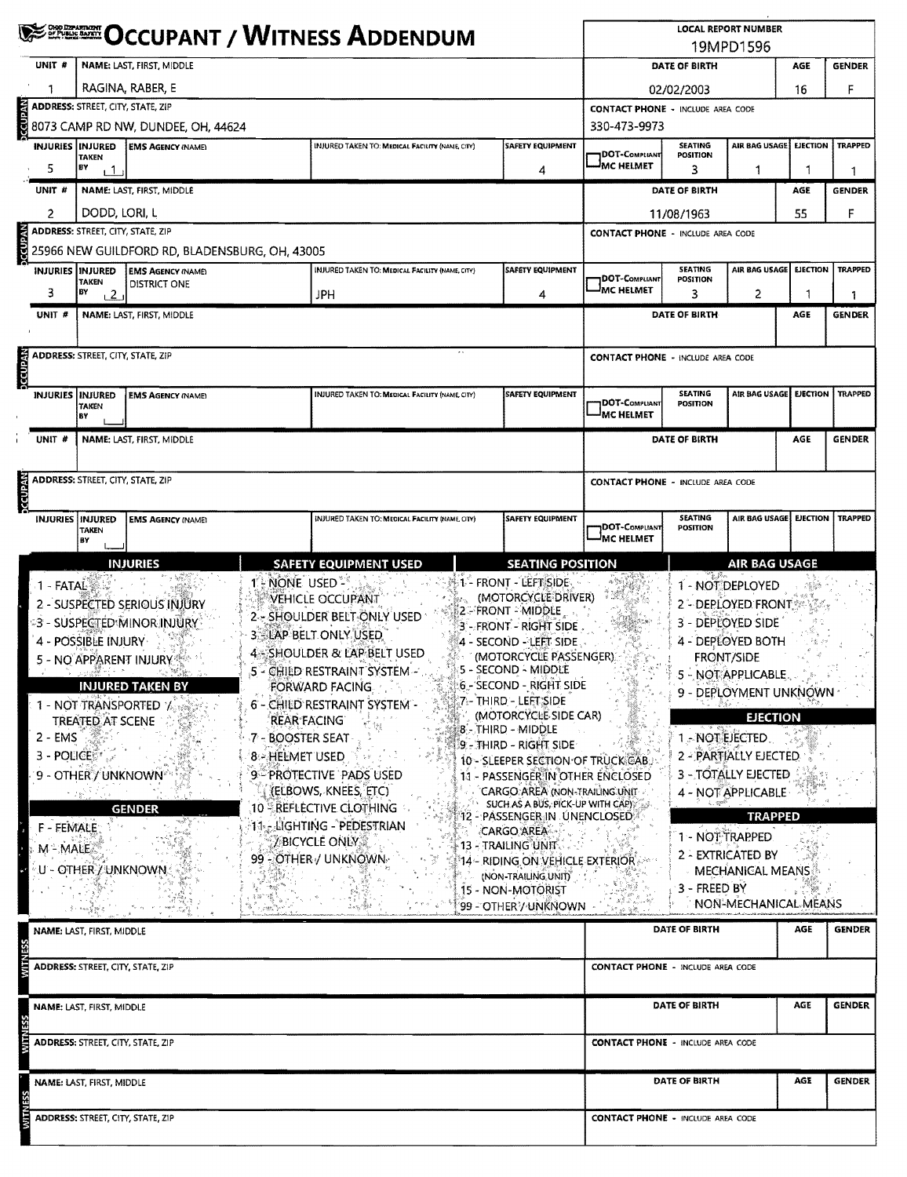# OCCUPANT / WITNESS ADDENDUM

**LOCAL REPORT NUMBER:** 19MPD1596

## OCCUPANT

| UNIT # | NAME: LAST, FIRST, MIDDLE | DATE OF BIRTH | AGE | GENDER |
|---|---|---|---|---|
| 1 | RAGINA, RABER, E | 02/02/2003 | 16 | F |

| ADDRESS: STREET, CITY, STATE, ZIP | CONTACT PHONE - INCLUDE AREA CODE |
|---|---|
| 8073 CAMP RD NW, DUNDEE, OH, 44624 | 330-473-9973 |

| INJURIES | INJURED TAKEN BY | EMS AGENCY (NAME) | INJURED TAKEN TO: MEDICAL FACILITY (NAME, CITY) | SAFETY EQUIPMENT | DOT-COMPLIANT MC HELMET | SEATING POSITION | AIR BAG USAGE | EJECTION | TRAPPED |
|---|---|---|---|---|---|---|---|---|---|
| 5 | 1 | | | 4 | | 3 | 1 | 1 | 1 |

## OCCUPANT

| UNIT # | NAME: LAST, FIRST, MIDDLE | DATE OF BIRTH | AGE | GENDER |
|---|---|---|---|---|
| 2 | DODD, LORI, L | 11/08/1963 | 55 | F |

| ADDRESS: STREET, CITY, STATE, ZIP | CONTACT PHONE - INCLUDE AREA CODE |
|---|---|
| 25966 NEW GUILDFORD RD, BLADENSBURG, OH, 43005 | |

| INJURIES | INJURED TAKEN BY | EMS AGENCY (NAME) | INJURED TAKEN TO: MEDICAL FACILITY (NAME, CITY) | SAFETY EQUIPMENT | DOT-COMPLIANT MC HELMET | SEATING POSITION | AIR BAG USAGE | EJECTION | TRAPPED |
|---|---|---|---|---|---|---|---|---|---|
| 3 | 2 | DISTRICT ONE | JPH | 4 | | 3 | 2 | 1 | 1 |

## OCCUPANT

| UNIT # | NAME: LAST, FIRST, MIDDLE | DATE OF BIRTH | AGE | GENDER |
|---|---|---|---|---|
| | | | | |

| ADDRESS: STREET, CITY, STATE, ZIP | CONTACT PHONE - INCLUDE AREA CODE |
|---|---|
| | |

| INJURIES | INJURED TAKEN BY | EMS AGENCY (NAME) | INJURED TAKEN TO: MEDICAL FACILITY (NAME, CITY) | SAFETY EQUIPMENT | DOT-COMPLIANT MC HELMET | SEATING POSITION | AIR BAG USAGE | EJECTION | TRAPPED |
|---|---|---|---|---|---|---|---|---|---|
| | | | | | | | | | |

## OCCUPANT

| UNIT # | NAME: LAST, FIRST, MIDDLE | DATE OF BIRTH | AGE | GENDER |
|---|---|---|---|---|
| | | | | |

| ADDRESS: STREET, CITY, STATE, ZIP | CONTACT PHONE - INCLUDE AREA CODE |
|---|---|
| | |

| INJURIES | INJURED TAKEN BY | EMS AGENCY (NAME) | INJURED TAKEN TO: MEDICAL FACILITY (NAME, CITY) | SAFETY EQUIPMENT | DOT-COMPLIANT MC HELMET | SEATING POSITION | AIR BAG USAGE | EJECTION | TRAPPED |
|---|---|---|---|---|---|---|---|---|---|
| | | | | | | | | | |

## CODES

**INJURIES**
- 1 - FATAL
- 2 - SUSPECTED SERIOUS INJURY
- 3 - SUSPECTED MINOR INJURY
- 4 - POSSIBLE INJURY
- 5 - NO APPARENT INJURY

**INJURED TAKEN BY**
- 1 - NOT TRANSPORTED / TREATED AT SCENE
- 2 - EMS
- 3 - POLICE
- 9 - OTHER / UNKNOWN

**GENDER**
- F - FEMALE
- M - MALE
- U - OTHER / UNKNOWN

**SAFETY EQUIPMENT USED**
- 1 - NONE USED - VEHICLE OCCUPANT
- 2 - SHOULDER BELT ONLY USED
- 3 - LAP BELT ONLY USED
- 4 - SHOULDER & LAP BELT USED
- 5 - CHILD RESTRAINT SYSTEM - FORWARD FACING
- 6 - CHILD RESTRAINT SYSTEM - REAR FACING
- 7 - BOOSTER SEAT
- 8 - HELMET USED
- 9 - PROTECTIVE PADS USED (ELBOWS, KNEES, ETC)
- 10 - REFLECTIVE CLOTHING
- 11 - LIGHTING - PEDESTRIAN / BICYCLE ONLY
- 99 - OTHER / UNKNOWN

**SEATING POSITION**
- 1 - FRONT - LEFT SIDE (MOTORCYCLE DRIVER)
- 2 - FRONT - MIDDLE
- 3 - FRONT - RIGHT SIDE
- 4 - SECOND - LEFT SIDE (MOTORCYCLE PASSENGER)
- 5 - SECOND - MIDDLE
- 6 - SECOND - RIGHT SIDE
- 7 - THIRD - LEFT SIDE (MOTORCYCLE SIDE CAR)
- 8 - THIRD - MIDDLE
- 9 - THIRD - RIGHT SIDE
- 10 - SLEEPER SECTION OF TRUCK CAB
- 11 - PASSENGER IN OTHER ENCLOSED CARGO AREA (NON-TRAILING UNIT SUCH AS A BUS, PICK-UP WITH CAP)
- 12 - PASSENGER IN UNENCLOSED CARGO AREA
- 13 - TRAILING UNIT
- 14 - RIDING ON VEHICLE EXTERIOR (NON-TRAILING UNIT)
- 15 - NON-MOTORIST
- 99 - OTHER / UNKNOWN

**AIR BAG USAGE**
- 1 - NOT DEPLOYED
- 2 - DEPLOYED FRONT
- 3 - DEPLOYED SIDE
- 4 - DEPLOYED BOTH FRONT/SIDE
- 5 - NOT APPLICABLE
- 9 - DEPLOYMENT UNKNOWN

**EJECTION**
- 1 - NOT EJECTED
- 2 - PARTIALLY EJECTED
- 3 - TOTALLY EJECTED
- 4 - NOT APPLICABLE

**TRAPPED**
- 1 - NOT TRAPPED
- 2 - EXTRICATED BY MECHANICAL MEANS
- 3 - FREED BY NON-MECHANICAL MEANS

## WITNESS

| NAME: LAST, FIRST, MIDDLE | DATE OF BIRTH | AGE | GENDER |
|---|---|---|---|
| | | | |

| ADDRESS: STREET, CITY, STATE, ZIP | CONTACT PHONE - INCLUDE AREA CODE |
|---|---|
| | |

## WITNESS

| NAME: LAST, FIRST, MIDDLE | DATE OF BIRTH | AGE | GENDER |
|---|---|---|---|
| | | | |

| ADDRESS: STREET, CITY, STATE, ZIP | CONTACT PHONE - INCLUDE AREA CODE |
|---|---|
| | |

## WITNESS

| NAME: LAST, FIRST, MIDDLE | DATE OF BIRTH | AGE | GENDER |
|---|---|---|---|
| | | | |

| ADDRESS: STREET, CITY, STATE, ZIP | CONTACT PHONE - INCLUDE AREA CODE |
|---|---|
| | |